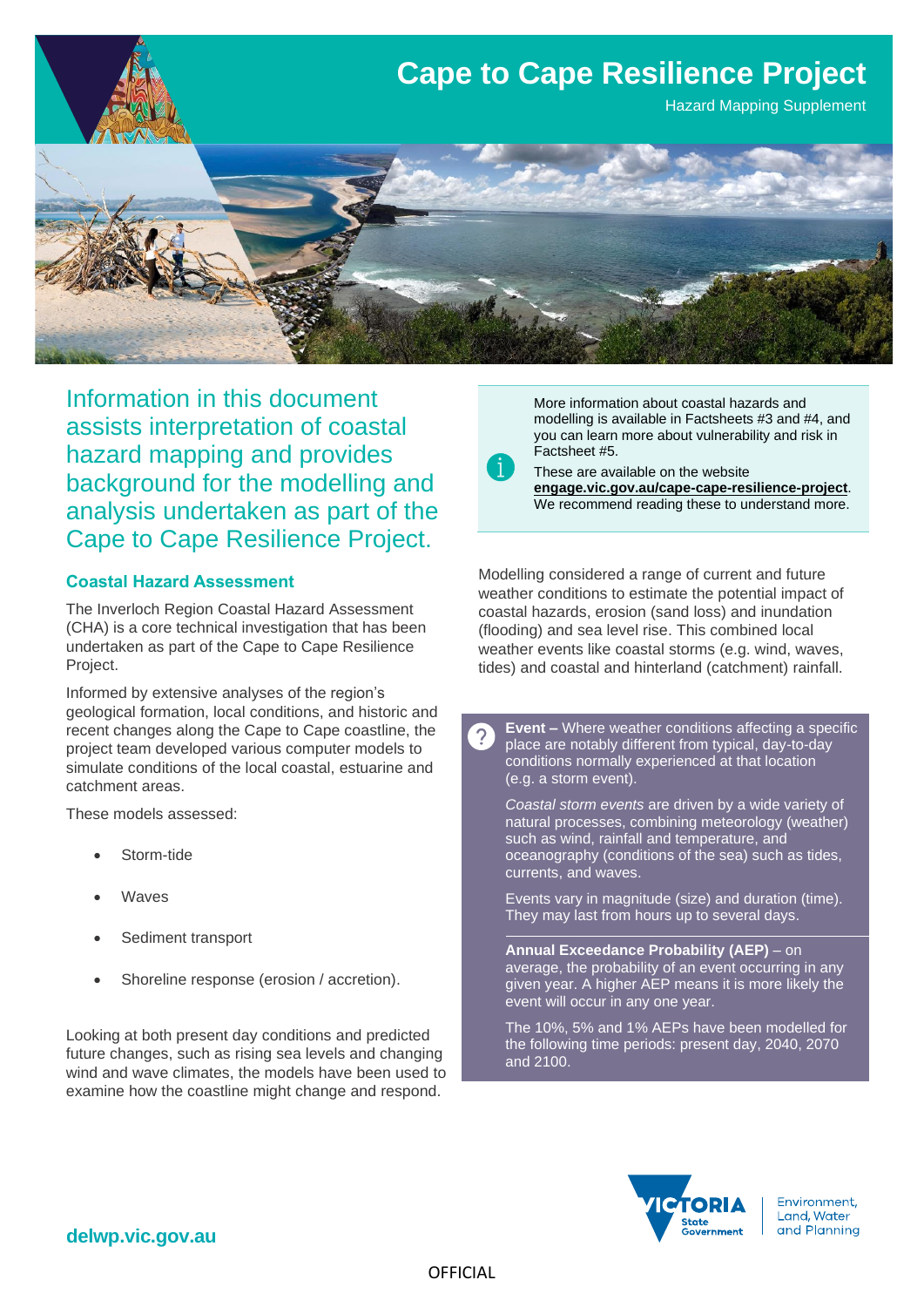# Cape to Cape Resilience Project

Hazard Mapping Supplement

## Information in this document assists interpretation of coastal hazard mapping and provides background for the modelling and analysis undertaken as part of the Cape to Cape Resilience Project.

### Coastal Hazard Assessment

The Inverloch Region Coastal Hazard Assessment (CHA) is a core technical investigation that has been undertaken as part of the Cape to Cape Resilience Project.

Informed by extensive analyses of the region's geological formation, local conditions, and historic and recent changes along the Cape to Cape coastline, the project team developed various computer models to simulate conditions of the local coastal, estuarine and catchment areas.

These models assessed:

- Storm-tide
- Waves
- Sediment transport
- Shoreline response (erosion / accretion).

Looking at both present day conditions and predicted future changes, such as rising sea levels and changing wind and wave climates, the models have been used to examine how the coastline might change and respond.

More information about coastal hazards and modelling is available in Factsheets #3 and #4, and you can learn more about vulnerability and risk in Factsheet #5.

These are available on the website **engage.vic.gov.au/cape-cape-resilience-project**. We recommend reading these to understand more.

Modelling considered a range of current and future weather conditions to estimate the potential impact of coastal hazards, erosion (sand loss) and inundation (flooding) and sea level rise. This combined local weather events like coastal storms (e.g. wind, waves, tides) and coastal and hinterland (catchment) rainfall.

**Event –** Where weather conditions affecting a specific place are notably different from typical, day-to-day conditions normally experienced at that location (e.g. a storm event).

*Coastal storm events* are driven by a wide variety of natural processes, combining meteorology (weather) such as wind, rainfall and temperature, and oceanography (conditions of the sea) such as tides, currents, and waves.

Events vary in magnitude (size) and duration (time). They may last from hours up to several days.

**Annual Exceedance Probability (AEP)** – on average, the probability of an event occurring in any given year. A higher AEP means it is more likely the event will occur in any one year.

The 10%, 5% and 1% AEPs have been modelled for the following time periods: present day, 2040, 2070 and 2100.

delwp.vic.gov.au

OFFICIAL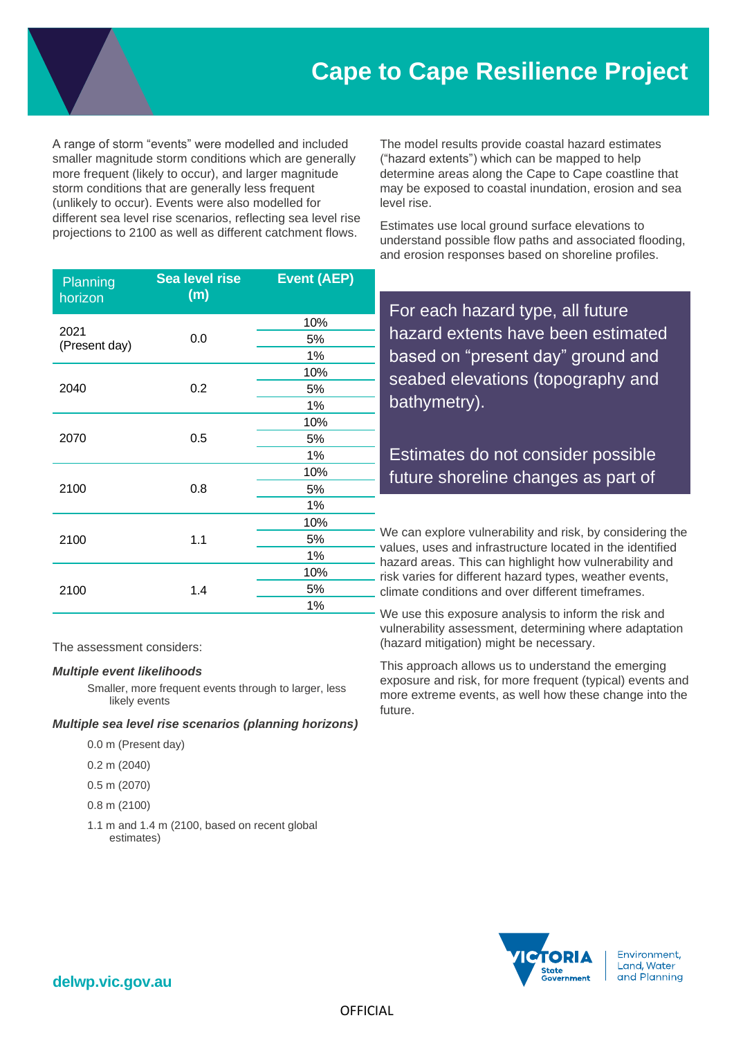# Cape to Cape Resilience Project

A range of storm "events" were modelled and included smaller magnitude storm conditions which are generally more frequent (likely to occur), and larger magnitude storm conditions that are generally less frequent (unlikely to occur). Events were also modelled for different sea level rise scenarios, reflecting sea level rise projections to 2100 as well as different catchment flows.

| Planning horizon | Sea level rise (m) | Event (AEP) |
|---|---|---|
| 2021 (Present day) | 0.0 | 10% |
| | | 5% |
| | | 1% |
| 2040 | 0.2 | 10% |
| | | 5% |
| | | 1% |
| 2070 | 0.5 | 10% |
| | | 5% |
| | | 1% |
| 2100 | 0.8 | 10% |
| | | 5% |
| | | 1% |
| 2100 | 1.1 | 10% |
| | | 5% |
| | | 1% |
| 2100 | 1.4 | 10% |
| | | 5% |
| | | 1% |

The assessment considers:

***Multiple event likelihoods***

- Smaller, more frequent events through to larger, less likely events

***Multiple sea level rise scenarios (planning horizons)***

- 0.0 m (Present day)
- 0.2 m (2040)
- 0.5 m (2070)
- 0.8 m (2100)
- 1.1 m and 1.4 m (2100, based on recent global estimates)

The model results provide coastal hazard estimates ("hazard extents") which can be mapped to help determine areas along the Cape to Cape coastline that may be exposed to coastal inundation, erosion and sea level rise.

Estimates use local ground surface elevations to understand possible flow paths and associated flooding, and erosion responses based on shoreline profiles.

For each hazard type, all future hazard extents have been estimated based on "present day" ground and seabed elevations (topography and bathymetry).

Estimates do not consider possible future shoreline changes as part of

We can explore vulnerability and risk, by considering the values, uses and infrastructure located in the identified hazard areas. This can highlight how vulnerability and risk varies for different hazard types, weather events, climate conditions and over different timeframes.

We use this exposure analysis to inform the risk and vulnerability assessment, determining where adaptation (hazard mitigation) might be necessary.

This approach allows us to understand the emerging exposure and risk, for more frequent (typical) events and more extreme events, as well how these change into the future.

delwp.vic.gov.au

VICTORIA State Government | Environment, Land, Water and Planning

OFFICIAL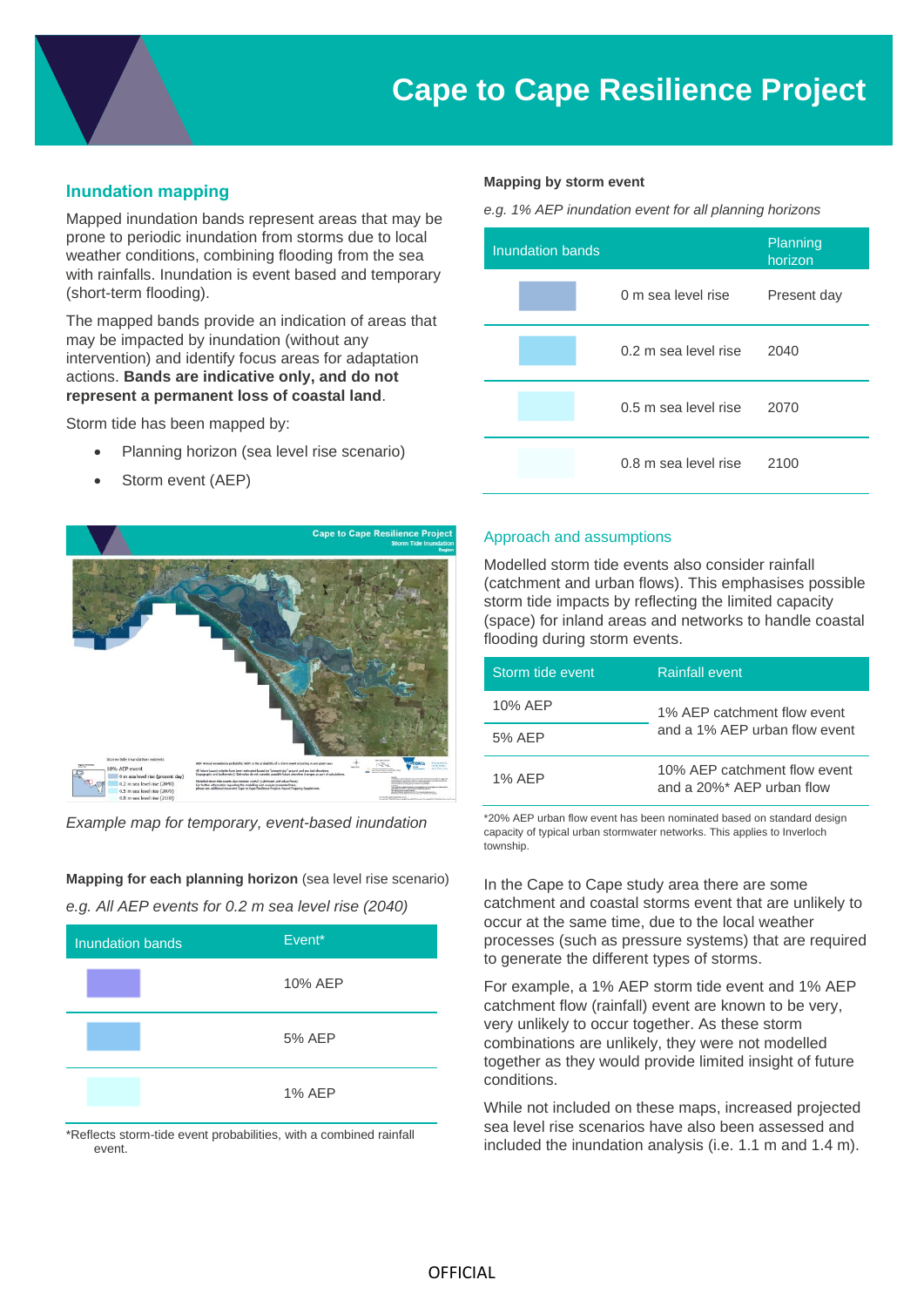# Cape to Cape Resilience Project

## Inundation mapping

Mapped inundation bands represent areas that may be prone to periodic inundation from storms due to local weather conditions, combining flooding from the sea with rainfalls. Inundation is event based and temporary (short-term flooding).

The mapped bands provide an indication of areas that may be impacted by inundation (without any intervention) and identify focus areas for adaptation actions. **Bands are indicative only, and do not represent a permanent loss of coastal land**.

Storm tide has been mapped by:

- Planning horizon (sea level rise scenario)
- Storm event (AEP)

*Example map for temporary, event-based inundation*

**Mapping for each planning horizon** (sea level rise scenario)

*e.g. All AEP events for 0.2 m sea level rise (2040)*

| Inundation bands | Event* |
|---|---|
| | 10% AEP |
| | 5% AEP |
| | 1% AEP |

*Reflects storm-tide event probabilities, with a combined rainfall event.

**Mapping by storm event**

*e.g. 1% AEP inundation event for all planning horizons*

| Inundation bands | | Planning horizon |
|---|---|---|
| | 0 m sea level rise | Present day |
| | 0.2 m sea level rise | 2040 |
| | 0.5 m sea level rise | 2070 |
| | 0.8 m sea level rise | 2100 |

### Approach and assumptions

Modelled storm tide events also consider rainfall (catchment and urban flows). This emphasises possible storm tide impacts by reflecting the limited capacity (space) for inland areas and networks to handle coastal flooding during storm events.

| Storm tide event | Rainfall event |
|---|---|
| 10% AEP | 1% AEP catchment flow event and a 1% AEP urban flow event |
| 5% AEP | 1% AEP catchment flow event and a 1% AEP urban flow event |
| 1% AEP | 10% AEP catchment flow event and a 20%* AEP urban flow |

*20% AEP urban flow event has been nominated based on standard design capacity of typical urban stormwater networks. This applies to Inverloch township.

In the Cape to Cape study area there are some catchment and coastal storms event that are unlikely to occur at the same time, due to the local weather processes (such as pressure systems) that are required to generate the different types of storms.

For example, a 1% AEP storm tide event and 1% AEP catchment flow (rainfall) event are known to be very, very unlikely to occur together. As these storm combinations are unlikely, they were not modelled together as they would provide limited insight of future conditions.

While not included on these maps, increased projected sea level rise scenarios have also been assessed and included the inundation analysis (i.e. 1.1 m and 1.4 m).

OFFICIAL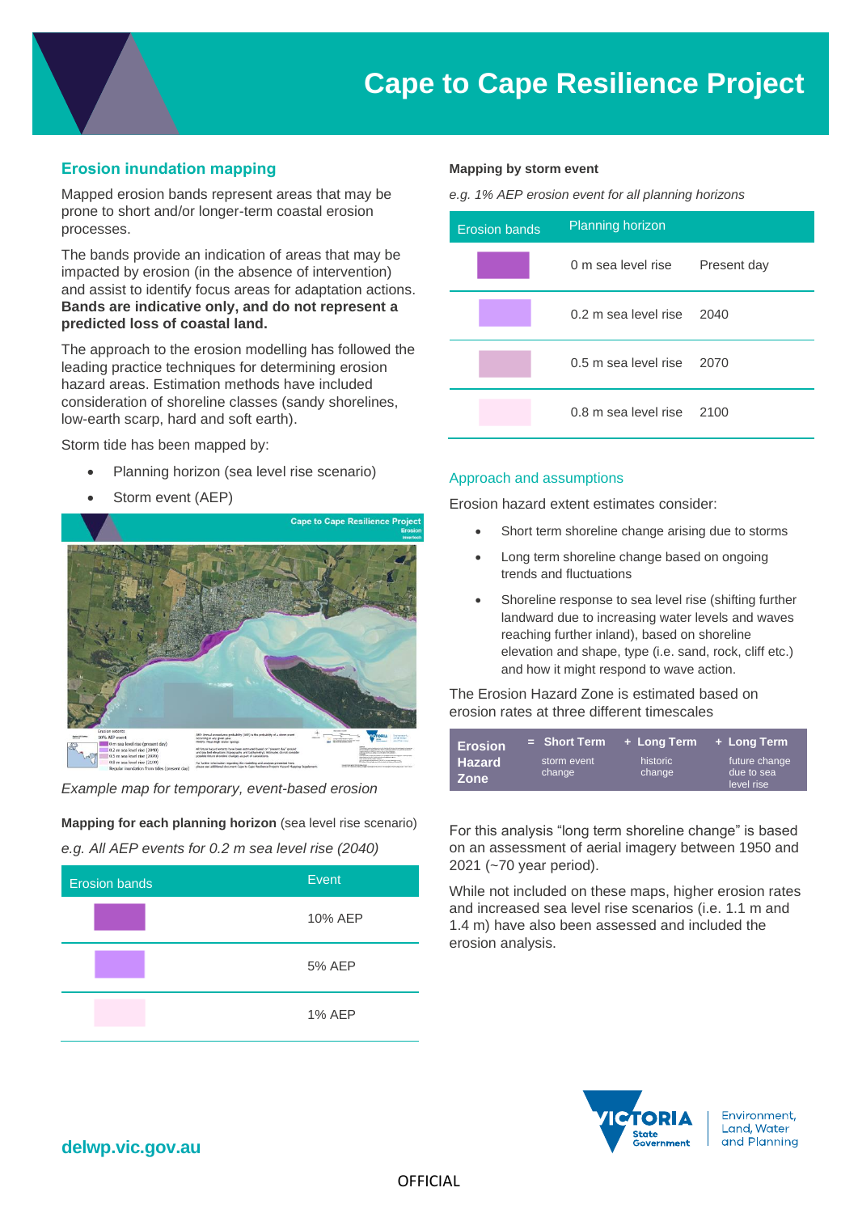# Cape to Cape Resilience Project

## Erosion inundation mapping

Mapped erosion bands represent areas that may be prone to short and/or longer-term coastal erosion processes.

The bands provide an indication of areas that may be impacted by erosion (in the absence of intervention) and assist to identify focus areas for adaptation actions. **Bands are indicative only, and do not represent a predicted loss of coastal land.**

The approach to the erosion modelling has followed the leading practice techniques for determining erosion hazard areas. Estimation methods have included consideration of shoreline classes (sandy shorelines, low-earth scarp, hard and soft earth).

Storm tide has been mapped by:

- Planning horizon (sea level rise scenario)
- Storm event (AEP)

*Example map for temporary, event-based erosion*

**Mapping for each planning horizon** (sea level rise scenario)

*e.g. All AEP events for 0.2 m sea level rise (2040)*

| Erosion bands | Event |
|---|---|
| (dark purple) | 10% AEP |
| (light purple) | 5% AEP |
| (pale pink) | 1% AEP |

**Mapping by storm event**

*e.g. 1% AEP erosion event for all planning horizons*

| Erosion bands | Planning horizon | |
|---|---|---|
| (dark purple) | 0 m sea level rise | Present day |
| (light purple) | 0.2 m sea level rise | 2040 |
| (pink) | 0.5 m sea level rise | 2070 |
| (pale pink) | 0.8 m sea level rise | 2100 |

### Approach and assumptions

Erosion hazard extent estimates consider:

- Short term shoreline change arising due to storms
- Long term shoreline change based on ongoing trends and fluctuations
- Shoreline response to sea level rise (shifting further landward due to increasing water levels and waves reaching further inland), based on shoreline elevation and shape, type (i.e. sand, rock, cliff etc.) and how it might respond to wave action.

The Erosion Hazard Zone is estimated based on erosion rates at three different timescales

| Erosion Hazard Zone | = Short Term | + Long Term | + Long Term |
|---|---|---|---|
| | storm event change | historic change | future change due to sea level rise |

For this analysis "long term shoreline change" is based on an assessment of aerial imagery between 1950 and 2021 (~70 year period).

While not included on these maps, higher erosion rates and increased sea level rise scenarios (i.e. 1.1 m and 1.4 m) have also been assessed and included the erosion analysis.

**delwp.vic.gov.au**

OFFICIAL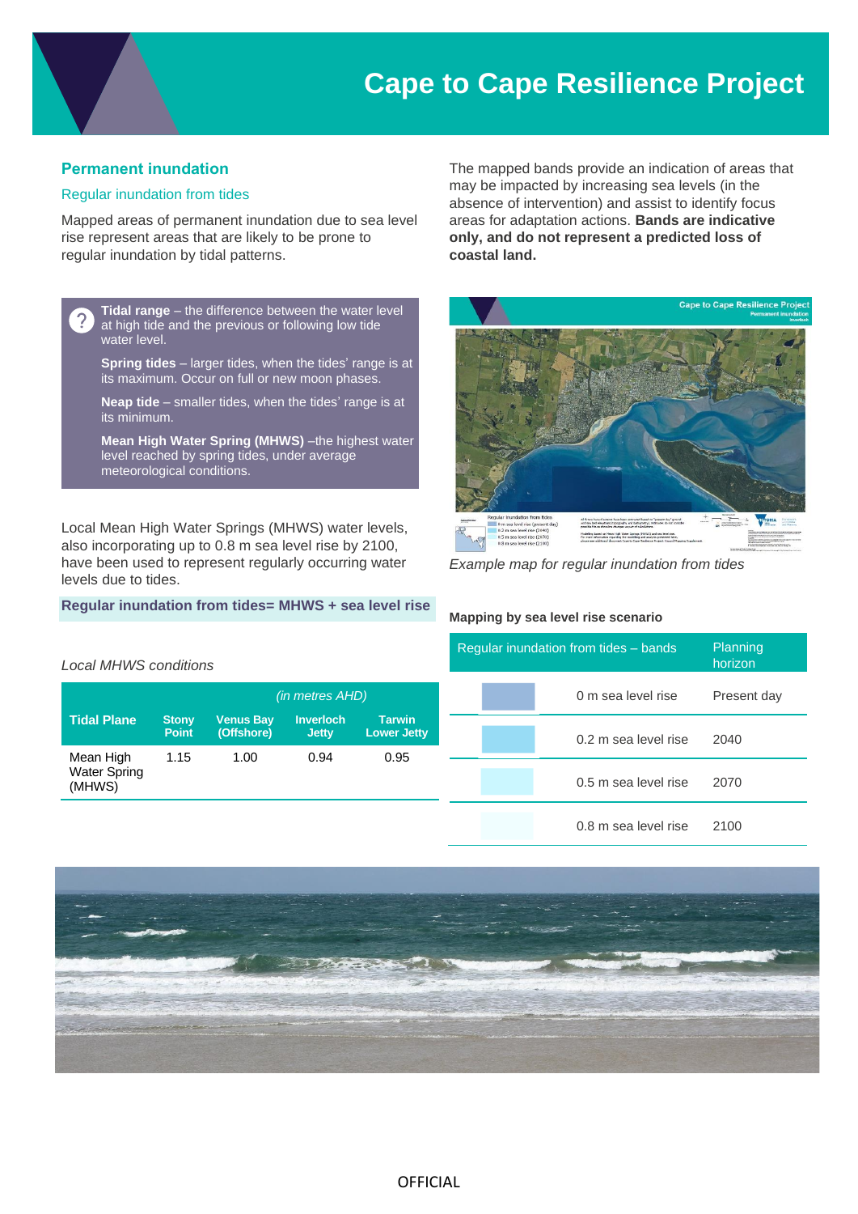# Cape to Cape Resilience Project

## Permanent inundation

### Regular inundation from tides

Mapped areas of permanent inundation due to sea level rise represent areas that are likely to be prone to regular inundation by tidal patterns.

The mapped bands provide an indication of areas that may be impacted by increasing sea levels (in the absence of intervention) and assist to identify focus areas for adaptation actions. **Bands are indicative only, and do not represent a predicted loss of coastal land.**

**Tidal range** – the difference between the water level at high tide and the previous or following low tide water level.

**Spring tides** – larger tides, when the tides' range is at its maximum. Occur on full or new moon phases.

**Neap tide** – smaller tides, when the tides' range is at its minimum.

**Mean High Water Spring (MHWS)** –the highest water level reached by spring tides, under average meteorological conditions.

*Example map for regular inundation from tides*

Local Mean High Water Springs (MHWS) water levels, also incorporating up to 0.8 m sea level rise by 2100, have been used to represent regularly occurring water levels due to tides.

**Regular inundation from tides= MHWS + sea level rise**

*Local MHWS conditions*

| Tidal Plane | Stony Point | Venus Bay (Offshore) | Inverloch Jetty | Tarwin Lower Jetty |
|---|---|---|---|---|
| | *(in metres AHD)* | | | |
| Mean High Water Spring (MHWS) | 1.15 | 1.00 | 0.94 | 0.95 |

**Mapping by sea level rise scenario**

| Regular inundation from tides – bands | | Planning horizon |
|---|---|---|
| | 0 m sea level rise | Present day |
| | 0.2 m sea level rise | 2040 |
| | 0.5 m sea level rise | 2070 |
| | 0.8 m sea level rise | 2100 |

OFFICIAL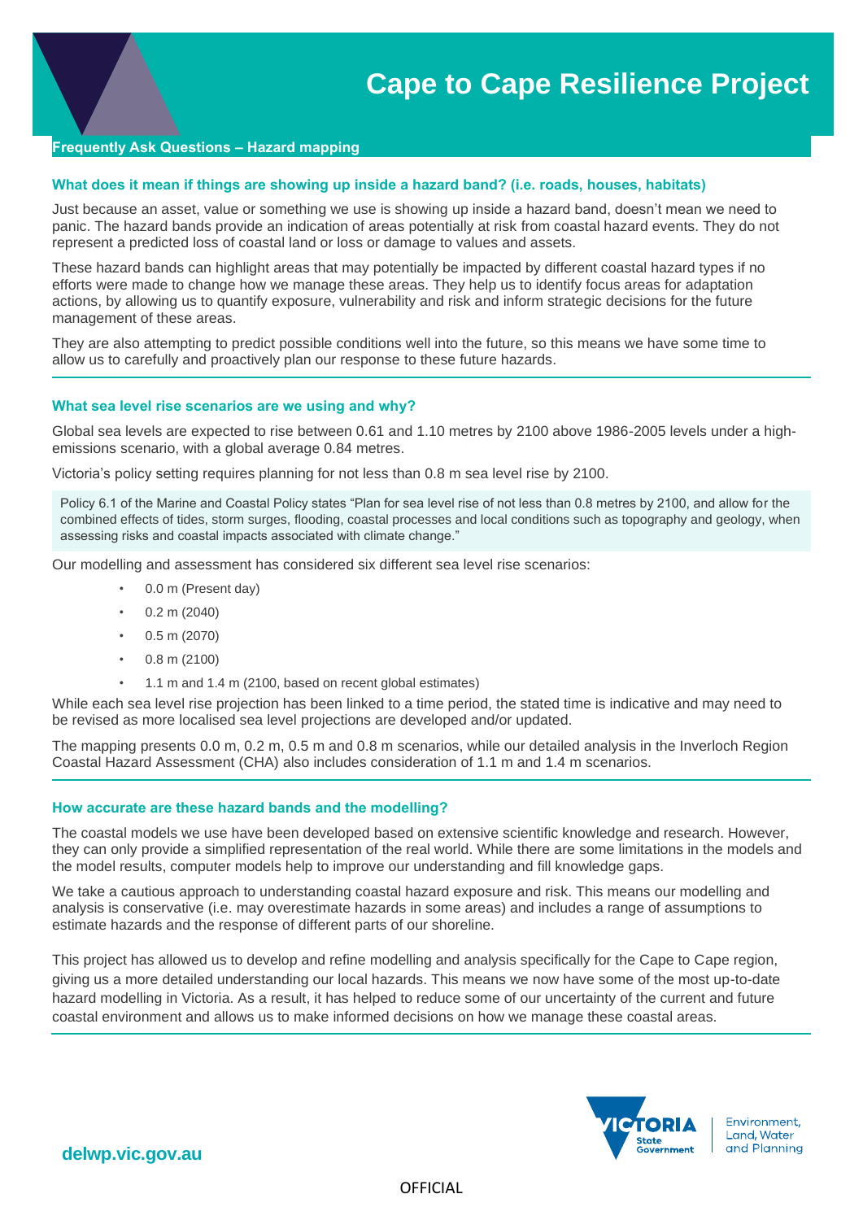# Cape to Cape Resilience Project

**Frequently Ask Questions – Hazard mapping**

### What does it mean if things are showing up inside a hazard band? (i.e. roads, houses, habitats)

Just because an asset, value or something we use is showing up inside a hazard band, doesn't mean we need to panic. The hazard bands provide an indication of areas potentially at risk from coastal hazard events. They do not represent a predicted loss of coastal land or loss or damage to values and assets.

These hazard bands can highlight areas that may potentially be impacted by different coastal hazard types if no efforts were made to change how we manage these areas. They help us to identify focus areas for adaptation actions, by allowing us to quantify exposure, vulnerability and risk and inform strategic decisions for the future management of these areas.

They are also attempting to predict possible conditions well into the future, so this means we have some time to allow us to carefully and proactively plan our response to these future hazards.

### What sea level rise scenarios are we using and why?

Global sea levels are expected to rise between 0.61 and 1.10 metres by 2100 above 1986-2005 levels under a high-emissions scenario, with a global average 0.84 metres.

Victoria's policy setting requires planning for not less than 0.8 m sea level rise by 2100.

> Policy 6.1 of the Marine and Coastal Policy states "Plan for sea level rise of not less than 0.8 metres by 2100, and allow for the combined effects of tides, storm surges, flooding, coastal processes and local conditions such as topography and geology, when assessing risks and coastal impacts associated with climate change."

Our modelling and assessment has considered six different sea level rise scenarios:

- 0.0 m (Present day)
- 0.2 m (2040)
- 0.5 m (2070)
- 0.8 m (2100)
- 1.1 m and 1.4 m (2100, based on recent global estimates)

While each sea level rise projection has been linked to a time period, the stated time is indicative and may need to be revised as more localised sea level projections are developed and/or updated.

The mapping presents 0.0 m, 0.2 m, 0.5 m and 0.8 m scenarios, while our detailed analysis in the Inverloch Region Coastal Hazard Assessment (CHA) also includes consideration of 1.1 m and 1.4 m scenarios.

### How accurate are these hazard bands and the modelling?

The coastal models we use have been developed based on extensive scientific knowledge and research. However, they can only provide a simplified representation of the real world. While there are some limitations in the models and the model results, computer models help to improve our understanding and fill knowledge gaps.

We take a cautious approach to understanding coastal hazard exposure and risk. This means our modelling and analysis is conservative (i.e. may overestimate hazards in some areas) and includes a range of assumptions to estimate hazards and the response of different parts of our shoreline.

This project has allowed us to develop and refine modelling and analysis specifically for the Cape to Cape region, giving us a more detailed understanding our local hazards. This means we now have some of the most up-to-date hazard modelling in Victoria. As a result, it has helped to reduce some of our uncertainty of the current and future coastal environment and allows us to make informed decisions on how we manage these coastal areas.

delwp.vic.gov.au

OFFICIAL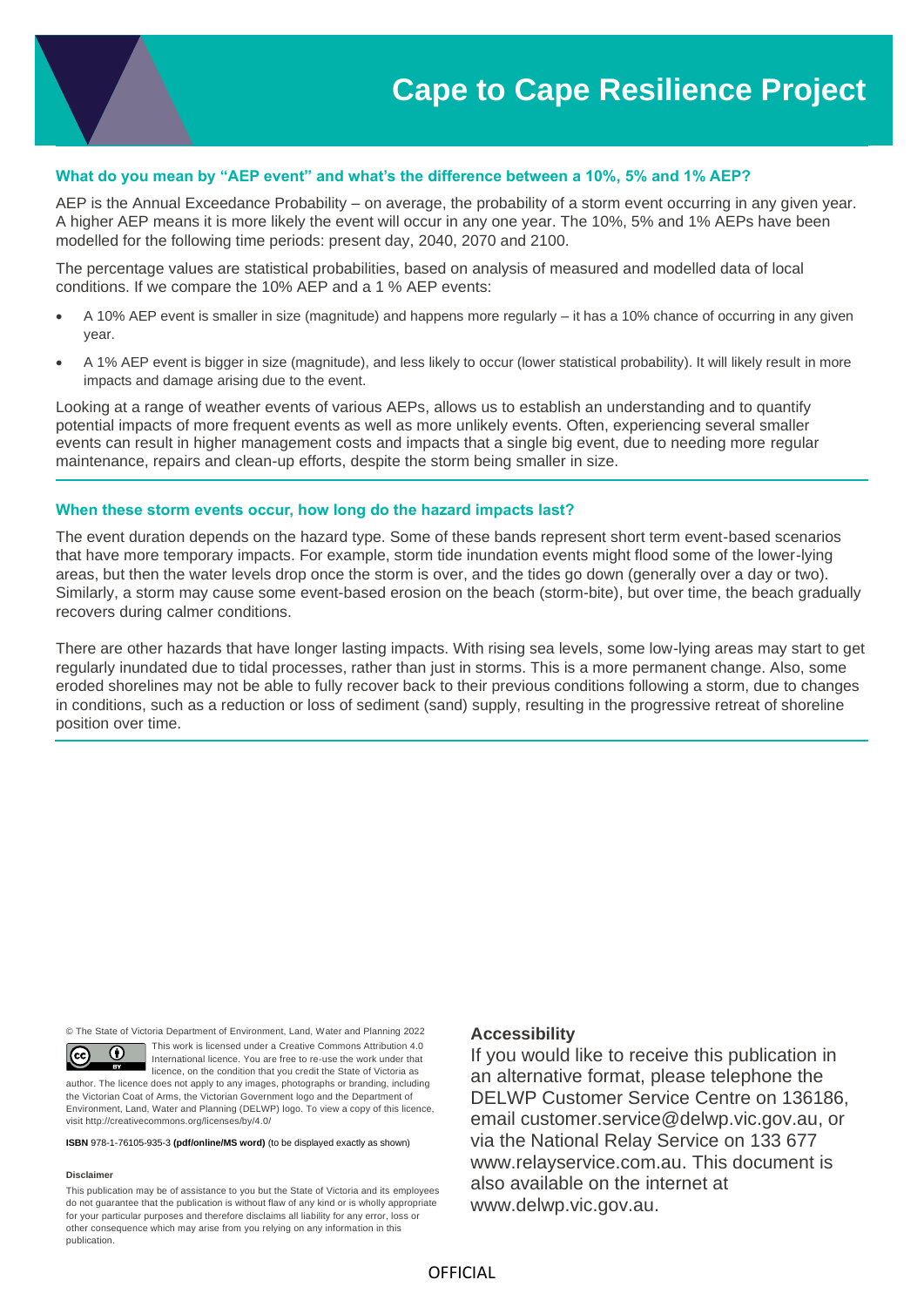# Cape to Cape Resilience Project

### What do you mean by "AEP event" and what's the difference between a 10%, 5% and 1% AEP?

AEP is the Annual Exceedance Probability – on average, the probability of a storm event occurring in any given year. A higher AEP means it is more likely the event will occur in any one year. The 10%, 5% and 1% AEPs have been modelled for the following time periods: present day, 2040, 2070 and 2100.

The percentage values are statistical probabilities, based on analysis of measured and modelled data of local conditions. If we compare the 10% AEP and a 1 % AEP events:

- A 10% AEP event is smaller in size (magnitude) and happens more regularly – it has a 10% chance of occurring in any given year.
- A 1% AEP event is bigger in size (magnitude), and less likely to occur (lower statistical probability). It will likely result in more impacts and damage arising due to the event.

Looking at a range of weather events of various AEPs, allows us to establish an understanding and to quantify potential impacts of more frequent events as well as more unlikely events. Often, experiencing several smaller events can result in higher management costs and impacts that a single big event, due to needing more regular maintenance, repairs and clean-up efforts, despite the storm being smaller in size.

### When these storm events occur, how long do the hazard impacts last?

The event duration depends on the hazard type. Some of these bands represent short term event-based scenarios that have more temporary impacts. For example, storm tide inundation events might flood some of the lower-lying areas, but then the water levels drop once the storm is over, and the tides go down (generally over a day or two). Similarly, a storm may cause some event-based erosion on the beach (storm-bite), but over time, the beach gradually recovers during calmer conditions.

There are other hazards that have longer lasting impacts. With rising sea levels, some low-lying areas may start to get regularly inundated due to tidal processes, rather than just in storms. This is a more permanent change. Also, some eroded shorelines may not be able to fully recover back to their previous conditions following a storm, due to changes in conditions, such as a reduction or loss of sediment (sand) supply, resulting in the progressive retreat of shoreline position over time.

© The State of Victoria Department of Environment, Land, Water and Planning 2022

This work is licensed under a Creative Commons Attribution 4.0 International licence. You are free to re-use the work under that licence, on the condition that you credit the State of Victoria as author. The licence does not apply to any images, photographs or branding, including the Victorian Coat of Arms, the Victorian Government logo and the Department of Environment, Land, Water and Planning (DELWP) logo. To view a copy of this licence, visit http://creativecommons.org/licenses/by/4.0/

**ISBN** 978-1-76105-935-3 **(pdf/online/MS word)** (to be displayed exactly as shown)

**Disclaimer**

This publication may be of assistance to you but the State of Victoria and its employees do not guarantee that the publication is without flaw of any kind or is wholly appropriate for your particular purposes and therefore disclaims all liability for any error, loss or other consequence which may arise from you relying on any information in this publication.

### Accessibility

If you would like to receive this publication in an alternative format, please telephone the DELWP Customer Service Centre on 136186, email customer.service@delwp.vic.gov.au, or via the National Relay Service on 133 677 www.relayservice.com.au. This document is also available on the internet at www.delwp.vic.gov.au.

OFFICIAL